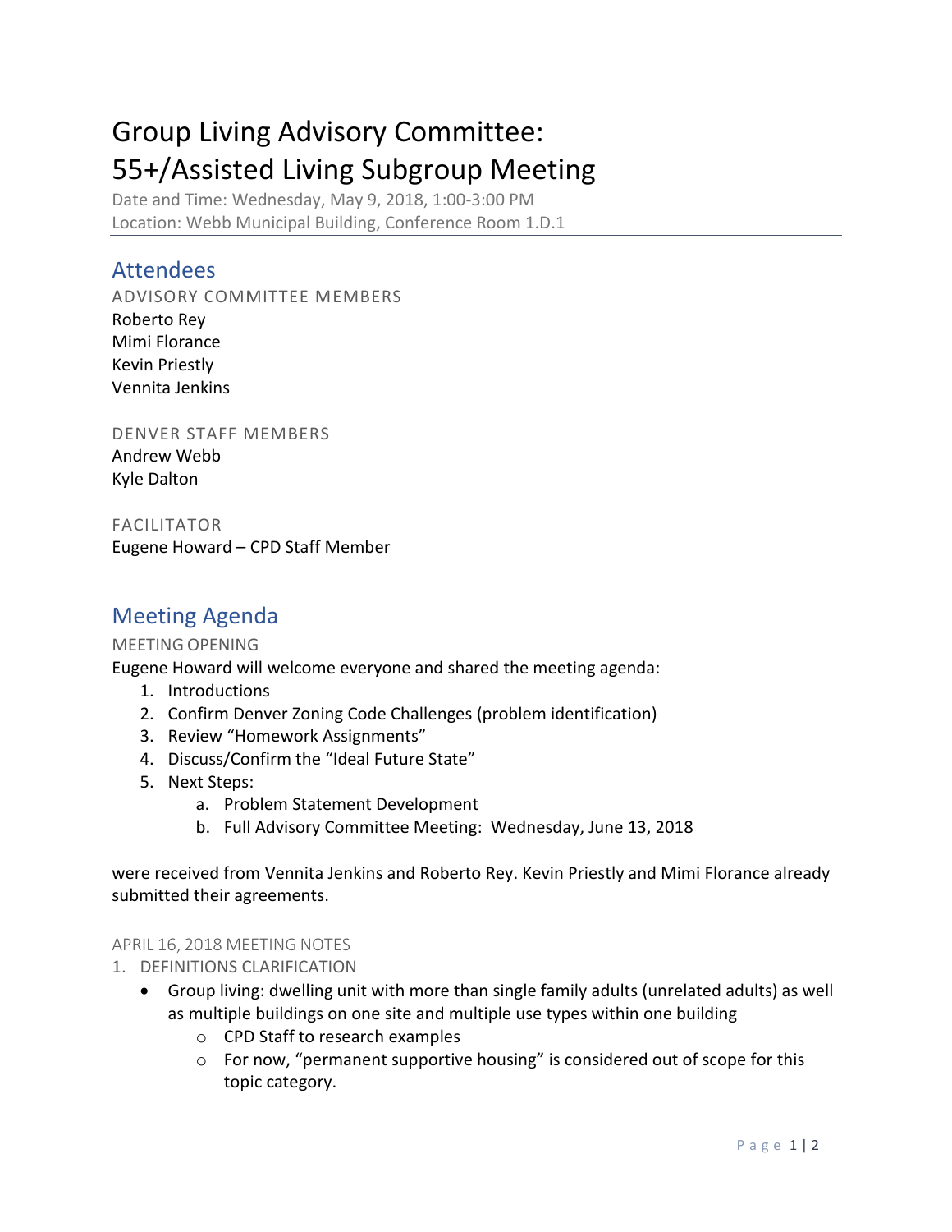# Group Living Advisory Committee: 55+/Assisted Living Subgroup Meeting

Date and Time: Wednesday, May 9, 2018, 1:00-3:00 PM
Location: Webb Municipal Building, Conference Room 1.D.1

## Attendees

### ADVISORY COMMITTEE MEMBERS

Roberto Rey
Mimi Florance
Kevin Priestly
Vennita Jenkins

### DENVER STAFF MEMBERS

Andrew Webb
Kyle Dalton

### FACILITATOR

Eugene Howard – CPD Staff Member

## Meeting Agenda

### MEETING OPENING

Eugene Howard will welcome everyone and shared the meeting agenda:

1. Introductions
2. Confirm Denver Zoning Code Challenges (problem identification)
3. Review "Homework Assignments"
4. Discuss/Confirm the "Ideal Future State"
5. Next Steps:
   a. Problem Statement Development
   b. Full Advisory Committee Meeting: Wednesday, June 13, 2018

were received from Vennita Jenkins and Roberto Rey. Kevin Priestly and Mimi Florance already submitted their agreements.

### APRIL 16, 2018 MEETING NOTES

1. DEFINITIONS CLARIFICATION
   - Group living: dwelling unit with more than single family adults (unrelated adults) as well as multiple buildings on one site and multiple use types within one building
     - CPD Staff to research examples
     - For now, "permanent supportive housing" is considered out of scope for this topic category.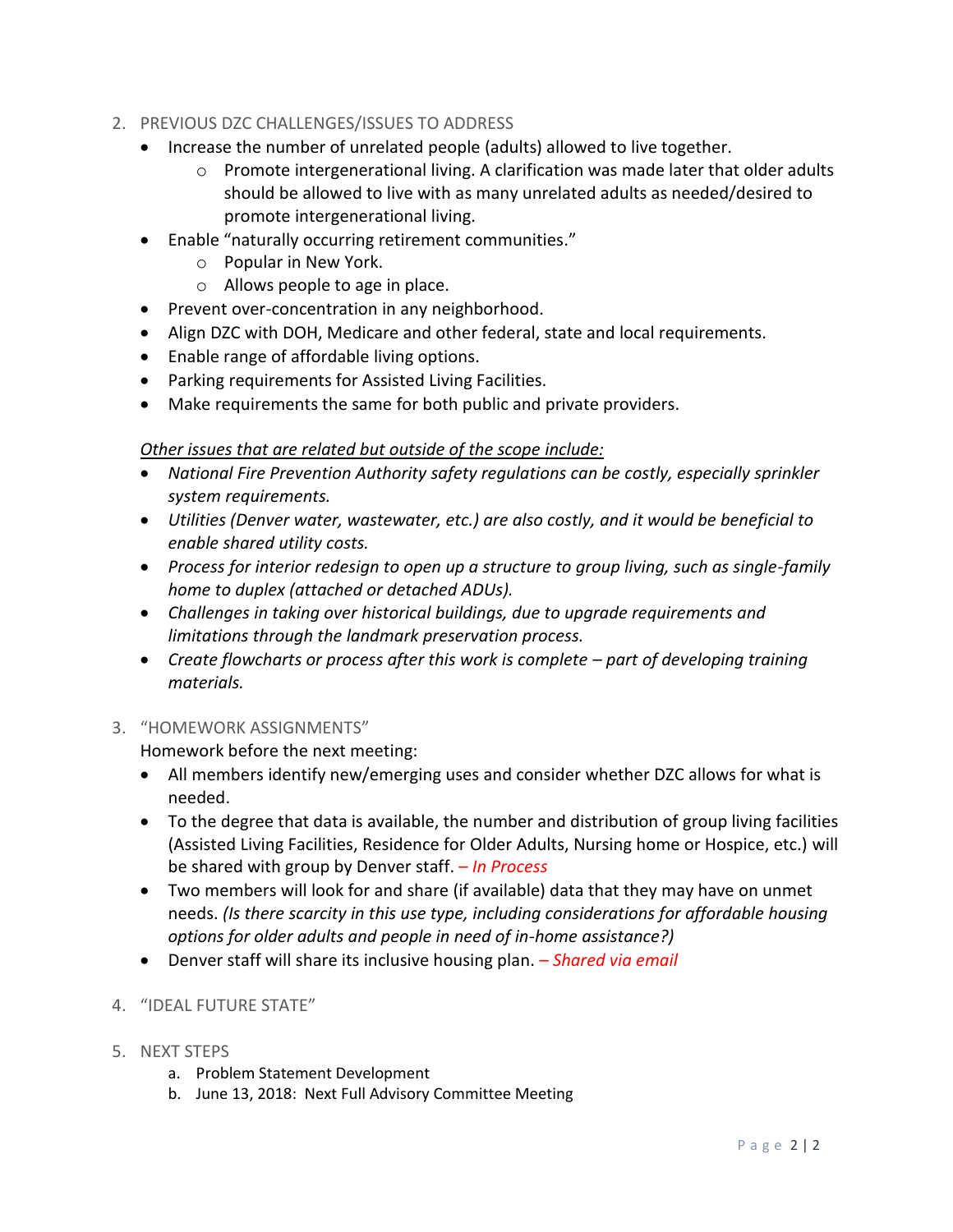2. PREVIOUS DZC CHALLENGES/ISSUES TO ADDRESS
   - Increase the number of unrelated people (adults) allowed to live together.
     - Promote intergenerational living. A clarification was made later that older adults should be allowed to live with as many unrelated adults as needed/desired to promote intergenerational living.
   - Enable "naturally occurring retirement communities."
     - Popular in New York.
     - Allows people to age in place.
   - Prevent over-concentration in any neighborhood.
   - Align DZC with DOH, Medicare and other federal, state and local requirements.
   - Enable range of affordable living options.
   - Parking requirements for Assisted Living Facilities.
   - Make requirements the same for both public and private providers.

   *<u>Other issues that are related but outside of the scope include:</u>*
   - *National Fire Prevention Authority safety regulations can be costly, especially sprinkler system requirements.*
   - *Utilities (Denver water, wastewater, etc.) are also costly, and it would be beneficial to enable shared utility costs.*
   - *Process for interior redesign to open up a structure to group living, such as single-family home to duplex (attached or detached ADUs).*
   - *Challenges in taking over historical buildings, due to upgrade requirements and limitations through the landmark preservation process.*
   - *Create flowcharts or process after this work is complete – part of developing training materials.*

3. "HOMEWORK ASSIGNMENTS"

   Homework before the next meeting:
   - All members identify new/emerging uses and consider whether DZC allows for what is needed.
   - To the degree that data is available, the number and distribution of group living facilities (Assisted Living Facilities, Residence for Older Adults, Nursing home or Hospice, etc.) will be shared with group by Denver staff. *– In Process*
   - Two members will look for and share (if available) data that they may have on unmet needs. *(Is there scarcity in this use type, including considerations for affordable housing options for older adults and people in need of in-home assistance?)*
   - Denver staff will share its inclusive housing plan. *– Shared via email*

4. "IDEAL FUTURE STATE"

5. NEXT STEPS
   a. Problem Statement Development
   b. June 13, 2018: Next Full Advisory Committee Meeting